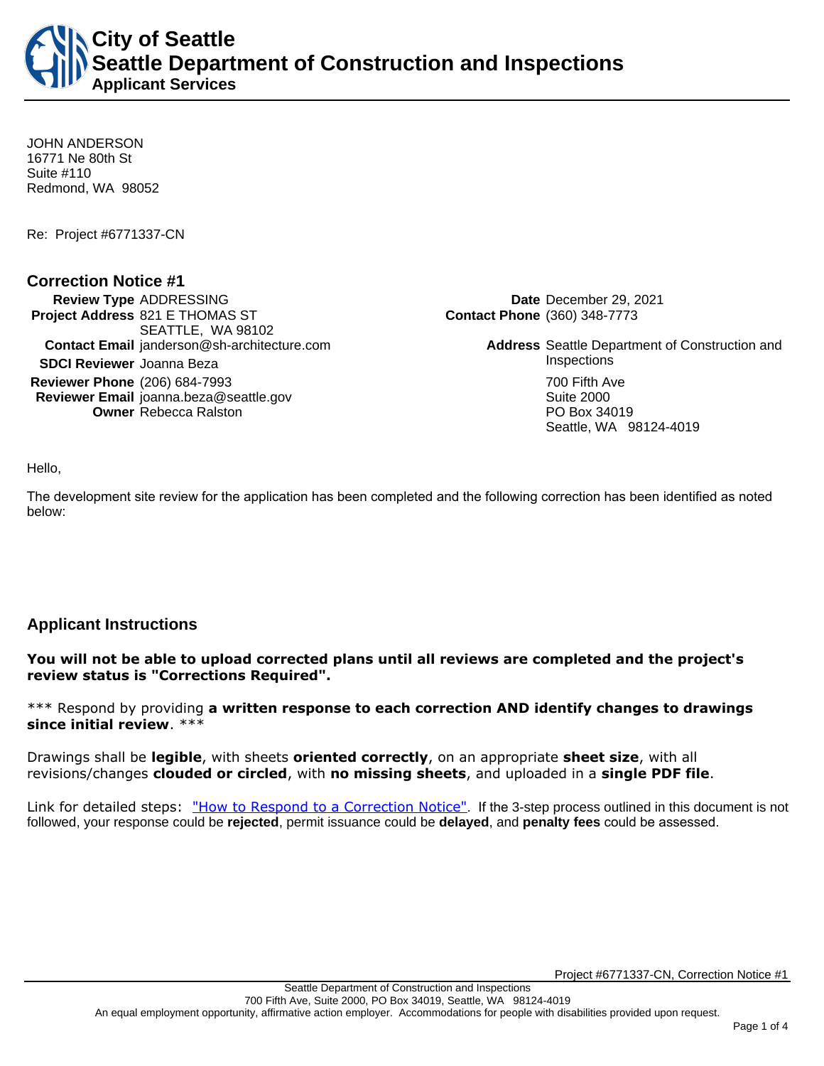# City of Seattle
## Seattle Department of Construction and Inspections
### Applicant Services

JOHN ANDERSON
16771 Ne 80th St
Suite #110
Redmond, WA 98052

Re: Project #6771337-CN

## Correction Notice #1

**Review Type** ADDRESSING
**Project Address** 821 E THOMAS ST
SEATTLE, WA 98102
**Contact Email** janderson@sh-architecture.com
**SDCI Reviewer** Joanna Beza
**Reviewer Phone** (206) 684-7993
**Reviewer Email** joanna.beza@seattle.gov
**Owner** Rebecca Ralston

**Date** December 29, 2021
**Contact Phone** (360) 348-7773
**Address** Seattle Department of Construction and Inspections
700 Fifth Ave
Suite 2000
PO Box 34019
Seattle, WA 98124-4019

Hello,

The development site review for the application has been completed and the following correction has been identified as noted below:

## Applicant Instructions

**You will not be able to upload corrected plans until all reviews are completed and the project's review status is "Corrections Required".**

*** Respond by providing **a written response to each correction AND identify changes to drawings since initial review**. ***

Drawings shall be **legible**, with sheets **oriented correctly**, on an appropriate **sheet size**, with all revisions/changes **clouded or circled**, with **no missing sheets**, and uploaded in a **single PDF file**.

Link for detailed steps: "How to Respond to a Correction Notice". If the 3-step process outlined in this document is not followed, your response could be **rejected**, permit issuance could be **delayed**, and **penalty fees** could be assessed.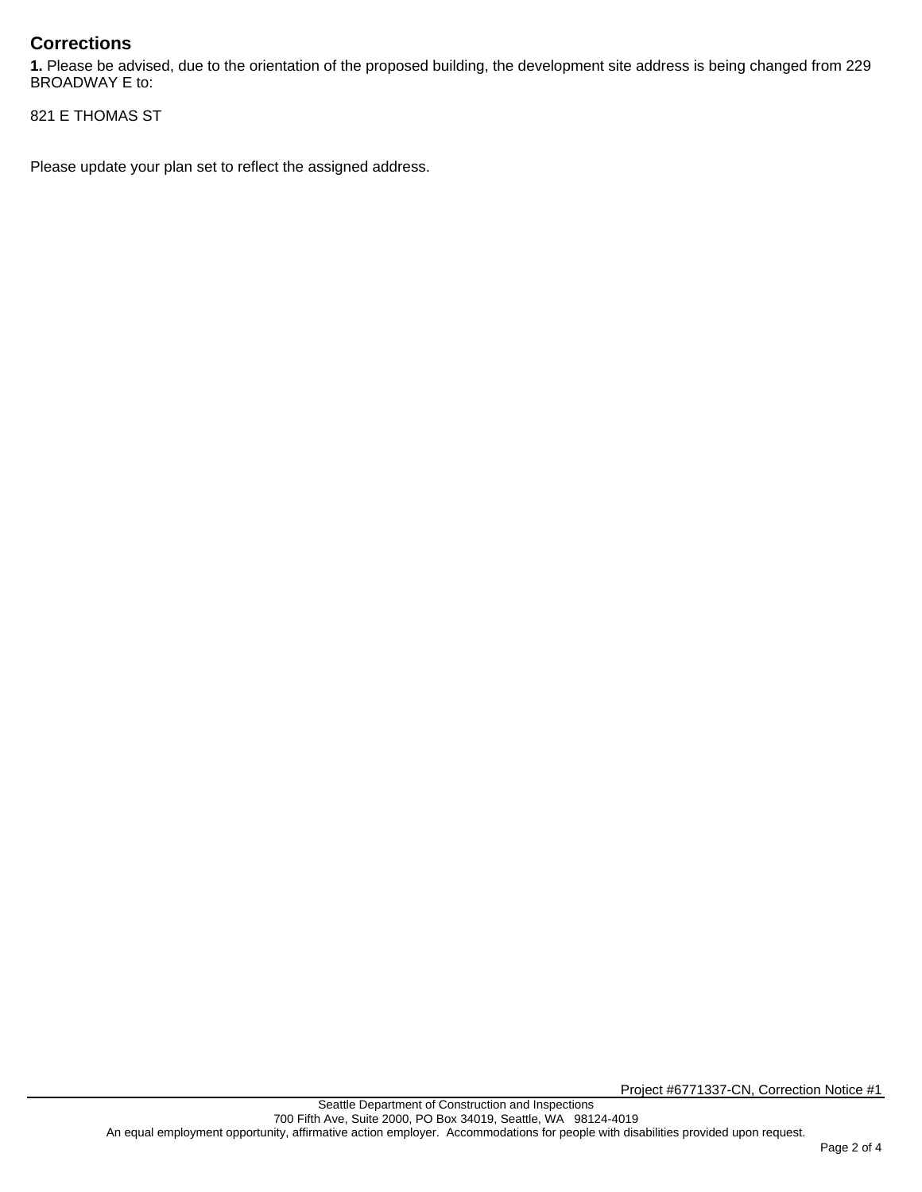## Corrections

**1.** Please be advised, due to the orientation of the proposed building, the development site address is being changed from 229 BROADWAY E to:

821 E THOMAS ST

Please update your plan set to reflect the assigned address.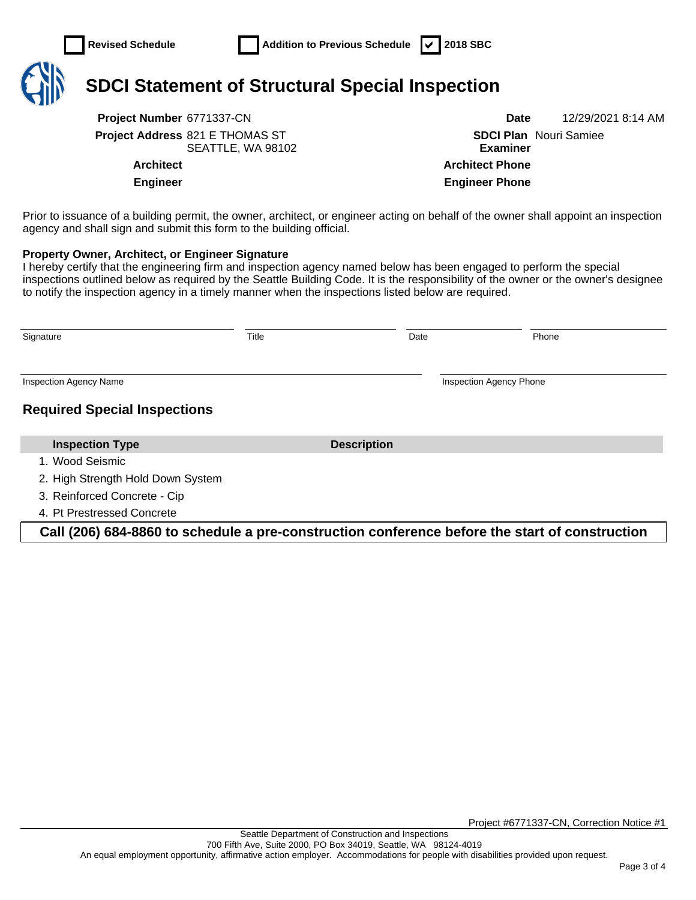- [ ] Revised Schedule
- [ ] Addition to Previous Schedule
- [x] 2018 SBC

# SDCI Statement of Structural Special Inspection

**Project Number** 6771337-CN

**Project Address** 821 E THOMAS ST
SEATTLE, WA 98102

**Architect**

**Engineer**

**Date** 12/29/2021 8:14 AM

**SDCI Plan Examiner** Nouri Samiee

**Architect Phone**

**Engineer Phone**

Prior to issuance of a building permit, the owner, architect, or engineer acting on behalf of the owner shall appoint an inspection agency and shall sign and submit this form to the building official.

**Property Owner, Architect, or Engineer Signature**
I hereby certify that the engineering firm and inspection agency named below has been engaged to perform the special inspections outlined below as required by the Seattle Building Code. It is the responsibility of the owner or the owner's designee to notify the inspection agency in a timely manner when the inspections listed below are required.

| Signature | Title | Date | Phone |
|---|---|---|---|
| | | | |

| Inspection Agency Name | Inspection Agency Phone |
|---|---|
| | |

## Required Special Inspections

| Inspection Type | Description |
|---|---|
| 1. Wood Seismic | |
| 2. High Strength Hold Down System | |
| 3. Reinforced Concrete - Cip | |
| 4. Pt Prestressed Concrete | |

**Call (206) 684-8860 to schedule a pre-construction conference before the start of construction**

Project #6771337-CN, Correction Notice #1

Seattle Department of Construction and Inspections
700 Fifth Ave, Suite 2000, PO Box 34019, Seattle, WA 98124-4019
An equal employment opportunity, affirmative action employer. Accommodations for people with disabilities provided upon request.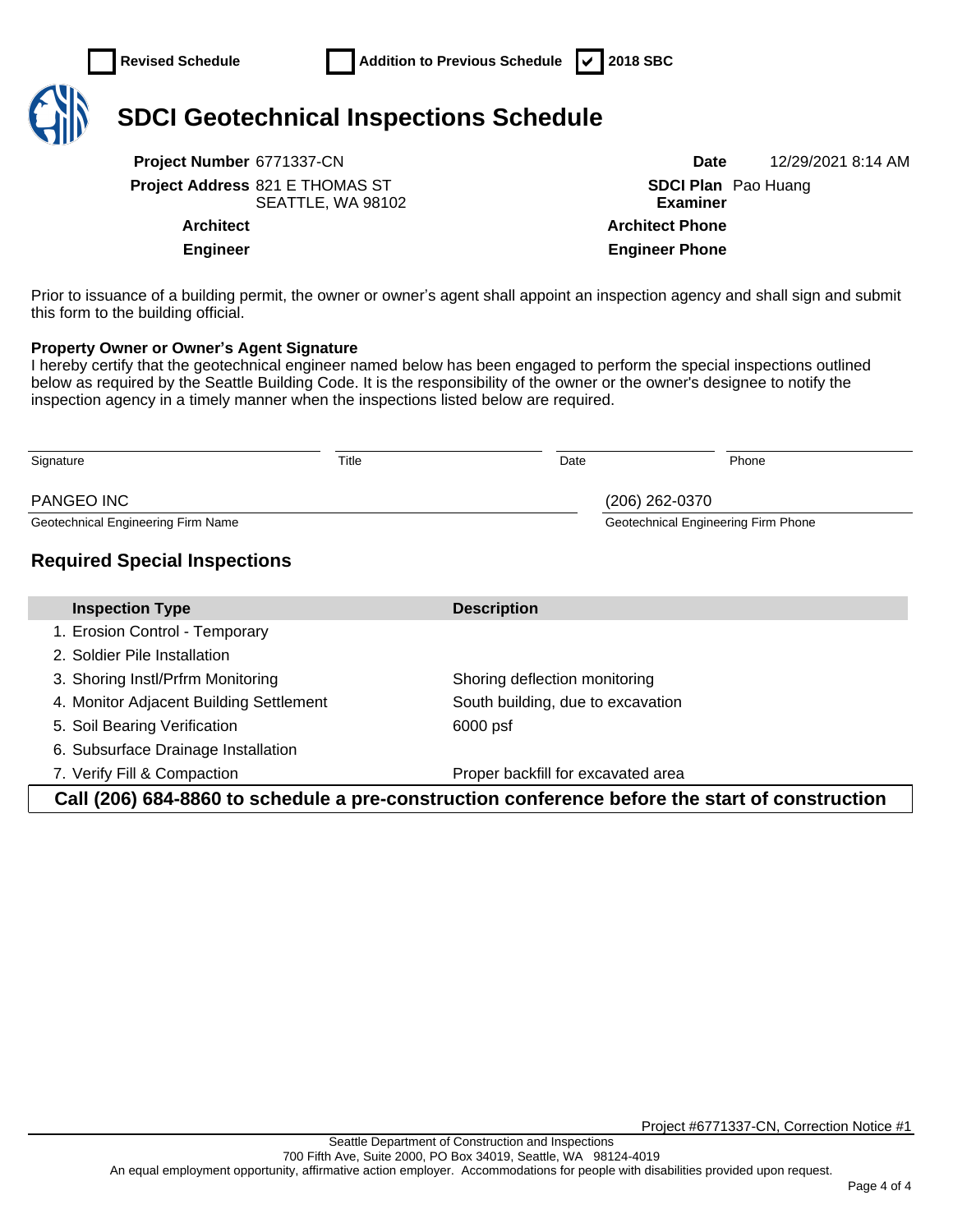☐ Revised Schedule ☐ Addition to Previous Schedule ☑ 2018 SBC

# SDCI Geotechnical Inspections Schedule

| | | | |
|---|---|---|---|
| **Project Number** | 6771337-CN | **Date** | 12/29/2021 8:14 AM |
| **Project Address** | 821 E THOMAS ST SEATTLE, WA 98102 | **SDCI Plan Examiner** | Pao Huang |
| **Architect** | | **Architect Phone** | |
| **Engineer** | | **Engineer Phone** | |

Prior to issuance of a building permit, the owner or owner's agent shall appoint an inspection agency and shall sign and submit this form to the building official.

**Property Owner or Owner's Agent Signature**
I hereby certify that the geotechnical engineer named below has been engaged to perform the special inspections outlined below as required by the Seattle Building Code. It is the responsibility of the owner or the owner's designee to notify the inspection agency in a timely manner when the inspections listed below are required.

| Signature | Title | Date | Phone |
|---|---|---|---|
| | | | |

| Geotechnical Engineering Firm Name | Geotechnical Engineering Firm Phone |
|---|---|
| PANGEO INC | (206) 262-0370 |

## Required Special Inspections

| Inspection Type | Description |
|---|---|
| 1. Erosion Control - Temporary | |
| 2. Soldier Pile Installation | |
| 3. Shoring Instl/Prfrm Monitoring | Shoring deflection monitoring |
| 4. Monitor Adjacent Building Settlement | South building, due to excavation |
| 5. Soil Bearing Verification | 6000 psf |
| 6. Subsurface Drainage Installation | |
| 7. Verify Fill & Compaction | Proper backfill for excavated area |

**Call (206) 684-8860 to schedule a pre-construction conference before the start of construction**

Project #6771337-CN, Correction Notice #1

Seattle Department of Construction and Inspections
700 Fifth Ave, Suite 2000, PO Box 34019, Seattle, WA 98124-4019
An equal employment opportunity, affirmative action employer. Accommodations for people with disabilities provided upon request.